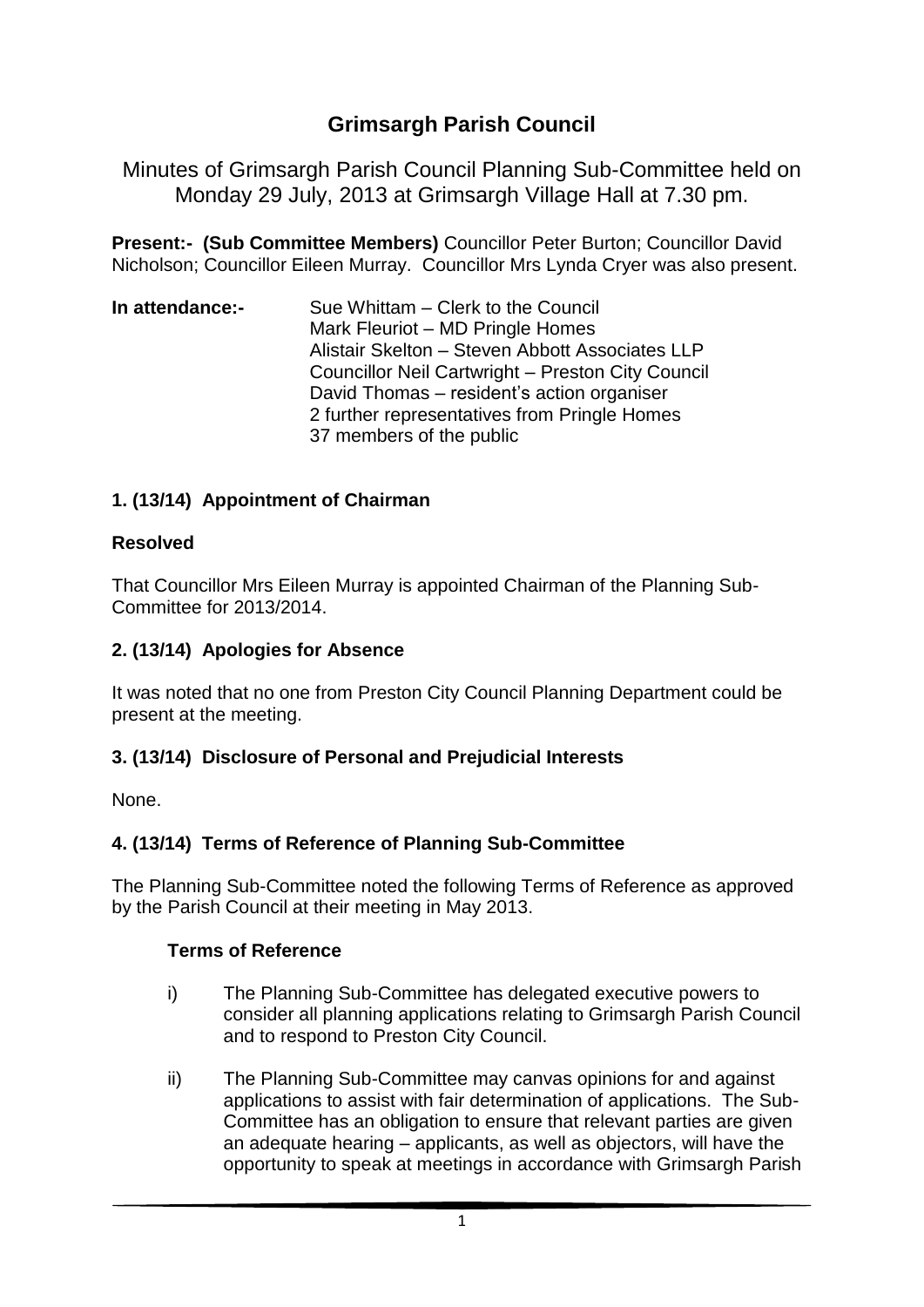# Grimsargh Parish Council

Minutes of Grimsargh Parish Council Planning Sub-Committee held on Monday 29 July, 2013 at Grimsargh Village Hall at 7.30 pm.

**Present:- (Sub Committee Members)** Councillor Peter Burton; Councillor David Nicholson; Councillor Eileen Murray. Councillor Mrs Lynda Cryer was also present.

**In attendance:-**

Sue Whittam – Clerk to the Council
Mark Fleuriot – MD Pringle Homes
Alistair Skelton – Steven Abbott Associates LLP
Councillor Neil Cartwright – Preston City Council
David Thomas – resident's action organiser
2 further representatives from Pringle Homes
37 members of the public

## 1. (13/14) Appointment of Chairman

**Resolved**

That Councillor Mrs Eileen Murray is appointed Chairman of the Planning Sub-Committee for 2013/2014.

## 2. (13/14) Apologies for Absence

It was noted that no one from Preston City Council Planning Department could be present at the meeting.

## 3. (13/14) Disclosure of Personal and Prejudicial Interests

None.

## 4. (13/14) Terms of Reference of Planning Sub-Committee

The Planning Sub-Committee noted the following Terms of Reference as approved by the Parish Council at their meeting in May 2013.

### Terms of Reference

i) The Planning Sub-Committee has delegated executive powers to consider all planning applications relating to Grimsargh Parish Council and to respond to Preston City Council.

ii) The Planning Sub-Committee may canvas opinions for and against applications to assist with fair determination of applications. The Sub-Committee has an obligation to ensure that relevant parties are given an adequate hearing – applicants, as well as objectors, will have the opportunity to speak at meetings in accordance with Grimsargh Parish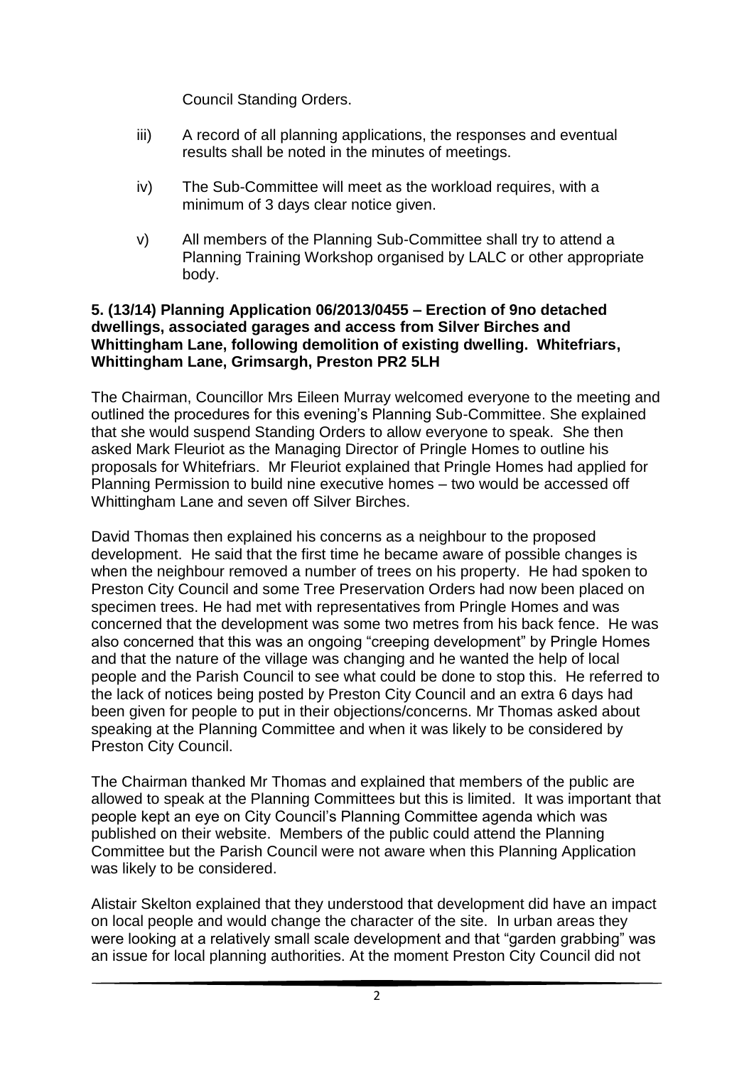Council Standing Orders.

iii) A record of all planning applications, the responses and eventual results shall be noted in the minutes of meetings.

iv) The Sub-Committee will meet as the workload requires, with a minimum of 3 days clear notice given.

v) All members of the Planning Sub-Committee shall try to attend a Planning Training Workshop organised by LALC or other appropriate body.

**5. (13/14) Planning Application 06/2013/0455 – Erection of 9no detached dwellings, associated garages and access from Silver Birches and Whittingham Lane, following demolition of existing dwelling. Whitefriars, Whittingham Lane, Grimsargh, Preston PR2 5LH**

The Chairman, Councillor Mrs Eileen Murray welcomed everyone to the meeting and outlined the procedures for this evening's Planning Sub-Committee. She explained that she would suspend Standing Orders to allow everyone to speak. She then asked Mark Fleuriot as the Managing Director of Pringle Homes to outline his proposals for Whitefriars. Mr Fleuriot explained that Pringle Homes had applied for Planning Permission to build nine executive homes – two would be accessed off Whittingham Lane and seven off Silver Birches.

David Thomas then explained his concerns as a neighbour to the proposed development. He said that the first time he became aware of possible changes is when the neighbour removed a number of trees on his property. He had spoken to Preston City Council and some Tree Preservation Orders had now been placed on specimen trees. He had met with representatives from Pringle Homes and was concerned that the development was some two metres from his back fence. He was also concerned that this was an ongoing "creeping development" by Pringle Homes and that the nature of the village was changing and he wanted the help of local people and the Parish Council to see what could be done to stop this. He referred to the lack of notices being posted by Preston City Council and an extra 6 days had been given for people to put in their objections/concerns. Mr Thomas asked about speaking at the Planning Committee and when it was likely to be considered by Preston City Council.

The Chairman thanked Mr Thomas and explained that members of the public are allowed to speak at the Planning Committees but this is limited. It was important that people kept an eye on City Council's Planning Committee agenda which was published on their website. Members of the public could attend the Planning Committee but the Parish Council were not aware when this Planning Application was likely to be considered.

Alistair Skelton explained that they understood that development did have an impact on local people and would change the character of the site. In urban areas they were looking at a relatively small scale development and that "garden grabbing" was an issue for local planning authorities. At the moment Preston City Council did not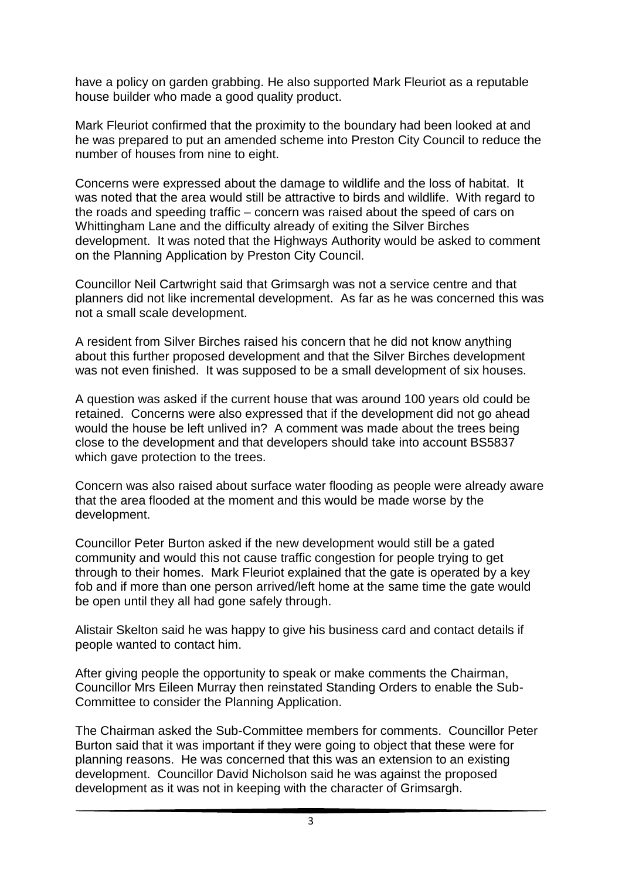have a policy on garden grabbing. He also supported Mark Fleuriot as a reputable house builder who made a good quality product.

Mark Fleuriot confirmed that the proximity to the boundary had been looked at and he was prepared to put an amended scheme into Preston City Council to reduce the number of houses from nine to eight.

Concerns were expressed about the damage to wildlife and the loss of habitat. It was noted that the area would still be attractive to birds and wildlife. With regard to the roads and speeding traffic – concern was raised about the speed of cars on Whittingham Lane and the difficulty already of exiting the Silver Birches development. It was noted that the Highways Authority would be asked to comment on the Planning Application by Preston City Council.

Councillor Neil Cartwright said that Grimsargh was not a service centre and that planners did not like incremental development. As far as he was concerned this was not a small scale development.

A resident from Silver Birches raised his concern that he did not know anything about this further proposed development and that the Silver Birches development was not even finished. It was supposed to be a small development of six houses.

A question was asked if the current house that was around 100 years old could be retained. Concerns were also expressed that if the development did not go ahead would the house be left unlived in? A comment was made about the trees being close to the development and that developers should take into account BS5837 which gave protection to the trees.

Concern was also raised about surface water flooding as people were already aware that the area flooded at the moment and this would be made worse by the development.

Councillor Peter Burton asked if the new development would still be a gated community and would this not cause traffic congestion for people trying to get through to their homes. Mark Fleuriot explained that the gate is operated by a key fob and if more than one person arrived/left home at the same time the gate would be open until they all had gone safely through.

Alistair Skelton said he was happy to give his business card and contact details if people wanted to contact him.

After giving people the opportunity to speak or make comments the Chairman, Councillor Mrs Eileen Murray then reinstated Standing Orders to enable the Sub-Committee to consider the Planning Application.

The Chairman asked the Sub-Committee members for comments. Councillor Peter Burton said that it was important if they were going to object that these were for planning reasons. He was concerned that this was an extension to an existing development. Councillor David Nicholson said he was against the proposed development as it was not in keeping with the character of Grimsargh.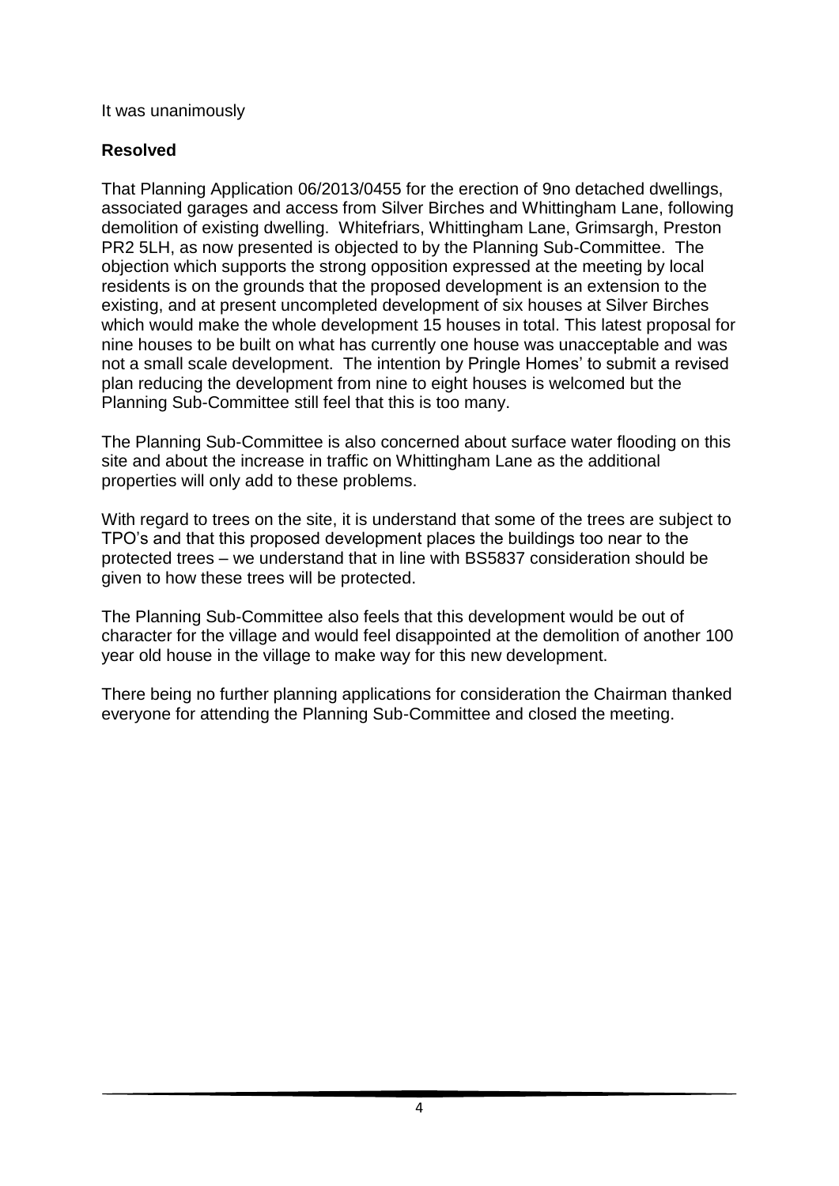It was unanimously

**Resolved**

That Planning Application 06/2013/0455 for the erection of 9no detached dwellings, associated garages and access from Silver Birches and Whittingham Lane, following demolition of existing dwelling. Whitefriars, Whittingham Lane, Grimsargh, Preston PR2 5LH, as now presented is objected to by the Planning Sub-Committee. The objection which supports the strong opposition expressed at the meeting by local residents is on the grounds that the proposed development is an extension to the existing, and at present uncompleted development of six houses at Silver Birches which would make the whole development 15 houses in total. This latest proposal for nine houses to be built on what has currently one house was unacceptable and was not a small scale development. The intention by Pringle Homes' to submit a revised plan reducing the development from nine to eight houses is welcomed but the Planning Sub-Committee still feel that this is too many.

The Planning Sub-Committee is also concerned about surface water flooding on this site and about the increase in traffic on Whittingham Lane as the additional properties will only add to these problems.

With regard to trees on the site, it is understand that some of the trees are subject to TPO's and that this proposed development places the buildings too near to the protected trees – we understand that in line with BS5837 consideration should be given to how these trees will be protected.

The Planning Sub-Committee also feels that this development would be out of character for the village and would feel disappointed at the demolition of another 100 year old house in the village to make way for this new development.

There being no further planning applications for consideration the Chairman thanked everyone for attending the Planning Sub-Committee and closed the meeting.